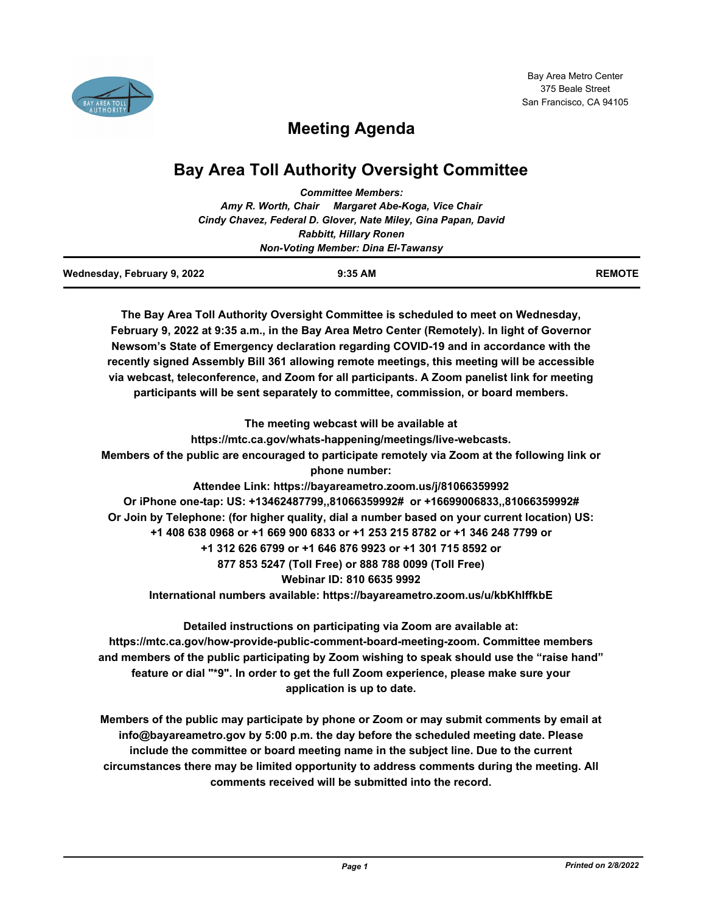Bay Area Metro Center
375 Beale Street
San Francisco, CA 94105

# Meeting Agenda

## Bay Area Toll Authority Oversight Committee

***Committee Members:***
***Amy R. Worth, Chair     Margaret Abe-Koga, Vice Chair***
***Cindy Chavez, Federal D. Glover, Nate Miley, Gina Papan, David Rabbitt, Hillary Ronen***
***Non-Voting Member: Dina El-Tawansy***

**Wednesday, February 9, 2022** | **9:35 AM** | **REMOTE**

**The Bay Area Toll Authority Oversight Committee is scheduled to meet on Wednesday, February 9, 2022 at 9:35 a.m., in the Bay Area Metro Center (Remotely). In light of Governor Newsom's State of Emergency declaration regarding COVID-19 and in accordance with the recently signed Assembly Bill 361 allowing remote meetings, this meeting will be accessible via webcast, teleconference, and Zoom for all participants. A Zoom panelist link for meeting participants will be sent separately to committee, commission, or board members.**

**The meeting webcast will be available at https://mtc.ca.gov/whats-happening/meetings/live-webcasts.**
**Members of the public are encouraged to participate remotely via Zoom at the following link or phone number:**
**Attendee Link: https://bayareametro.zoom.us/j/81066359992**
**Or iPhone one-tap: US: +13462487799,,81066359992# or +16699006833,,81066359992#**
**Or Join by Telephone: (for higher quality, dial a number based on your current location) US: +1 408 638 0968 or +1 669 900 6833 or +1 253 215 8782 or +1 346 248 7799 or +1 312 626 6799 or +1 646 876 9923 or +1 301 715 8592 or 877 853 5247 (Toll Free) or 888 788 0099 (Toll Free)**
**Webinar ID: 810 6635 9992**
**International numbers available: https://bayareametro.zoom.us/u/kbKhIffkbE**

**Detailed instructions on participating via Zoom are available at: https://mtc.ca.gov/how-provide-public-comment-board-meeting-zoom. Committee members and members of the public participating by Zoom wishing to speak should use the "raise hand" feature or dial "*9". In order to get the full Zoom experience, please make sure your application is up to date.**

**Members of the public may participate by phone or Zoom or may submit comments by email at info@bayareametro.gov by 5:00 p.m. the day before the scheduled meeting date. Please include the committee or board meeting name in the subject line. Due to the current circumstances there may be limited opportunity to address comments during the meeting. All comments received will be submitted into the record.**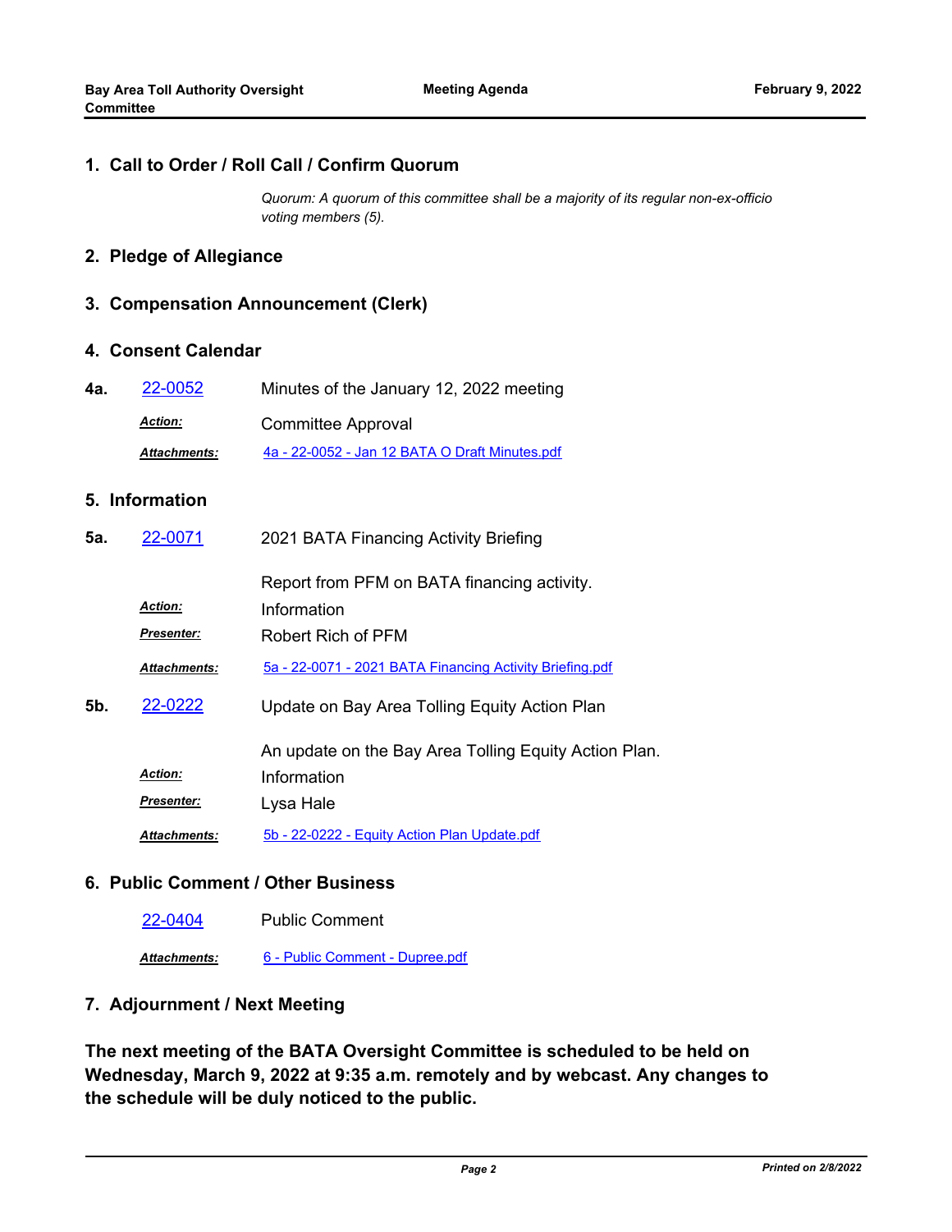## 1. Call to Order / Roll Call / Confirm Quorum

*Quorum: A quorum of this committee shall be a majority of its regular non-ex-officio voting members (5).*

## 2. Pledge of Allegiance

## 3. Compensation Announcement (Clerk)

## 4. Consent Calendar

**4a.** [22-0052](22-0052) Minutes of the January 12, 2022 meeting

***Action:*** Committee Approval

***Attachments:*** [4a - 22-0052 - Jan 12 BATA O Draft Minutes.pdf](4a - 22-0052 - Jan 12 BATA O Draft Minutes.pdf)

## 5. Information

**5a.** [22-0071](22-0071) 2021 BATA Financing Activity Briefing

Report from PFM on BATA financing activity.

***Action:*** Information

***Presenter:*** Robert Rich of PFM

***Attachments:*** [5a - 22-0071 - 2021 BATA Financing Activity Briefing.pdf](5a - 22-0071 - 2021 BATA Financing Activity Briefing.pdf)

**5b.** [22-0222](22-0222) Update on Bay Area Tolling Equity Action Plan

An update on the Bay Area Tolling Equity Action Plan.

***Action:*** Information

***Presenter:*** Lysa Hale

***Attachments:*** [5b - 22-0222 - Equity Action Plan Update.pdf](5b - 22-0222 - Equity Action Plan Update.pdf)

## 6. Public Comment / Other Business

[22-0404](22-0404) Public Comment

***Attachments:*** [6 - Public Comment - Dupree.pdf](6 - Public Comment - Dupree.pdf)

## 7. Adjournment / Next Meeting

**The next meeting of the BATA Oversight Committee is scheduled to be held on Wednesday, March 9, 2022 at 9:35 a.m. remotely and by webcast. Any changes to the schedule will be duly noticed to the public.**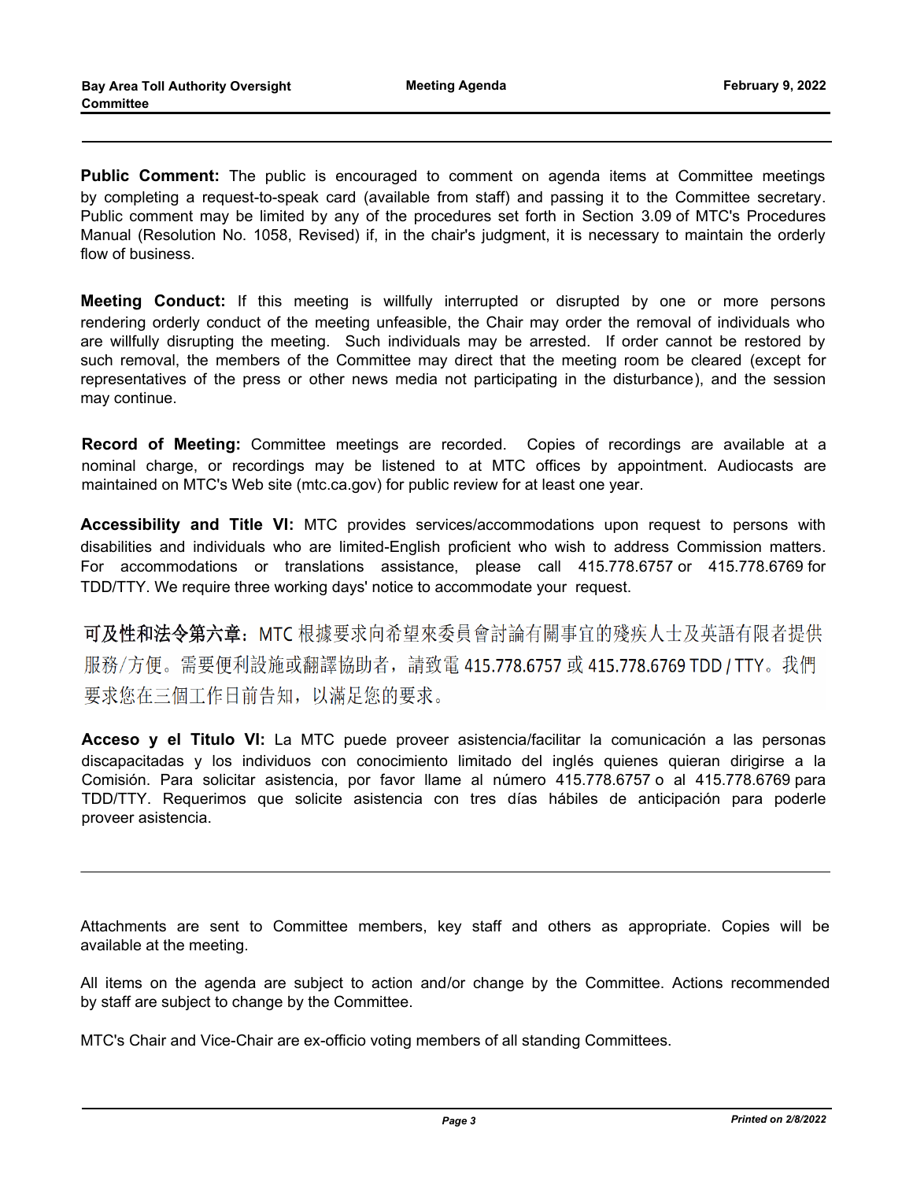**Public Comment:** The public is encouraged to comment on agenda items at Committee meetings by completing a request-to-speak card (available from staff) and passing it to the Committee secretary. Public comment may be limited by any of the procedures set forth in Section 3.09 of MTC's Procedures Manual (Resolution No. 1058, Revised) if, in the chair's judgment, it is necessary to maintain the orderly flow of business.

**Meeting Conduct:** If this meeting is willfully interrupted or disrupted by one or more persons rendering orderly conduct of the meeting unfeasible, the Chair may order the removal of individuals who are willfully disrupting the meeting. Such individuals may be arrested. If order cannot be restored by such removal, the members of the Committee may direct that the meeting room be cleared (except for representatives of the press or other news media not participating in the disturbance), and the session may continue.

**Record of Meeting:** Committee meetings are recorded. Copies of recordings are available at a nominal charge, or recordings may be listened to at MTC offices by appointment. Audiocasts are maintained on MTC's Web site (mtc.ca.gov) for public review for at least one year.

**Accessibility and Title VI:** MTC provides services/accommodations upon request to persons with disabilities and individuals who are limited-English proficient who wish to address Commission matters. For accommodations or translations assistance, please call 415.778.6757 or 415.778.6769 for TDD/TTY. We require three working days' notice to accommodate your request.

**可及性和法令第六章**：MTC 根據要求向希望來委員會討論有關事宜的殘疾人士及英語有限者提供服務/方便。需要便利設施或翻譯協助者，請致電 415.778.6757 或 415.778.6769 TDD / TTY。我們要求您在三個工作日前告知，以滿足您的要求。

**Acceso y el Titulo VI:** La MTC puede proveer asistencia/facilitar la comunicación a las personas discapacitadas y los individuos con conocimiento limitado del inglés quienes quieran dirigirse a la Comisión. Para solicitar asistencia, por favor llame al número 415.778.6757 o al 415.778.6769 para TDD/TTY. Requerimos que solicite asistencia con tres días hábiles de anticipación para poderle proveer asistencia.

---

Attachments are sent to Committee members, key staff and others as appropriate. Copies will be available at the meeting.

All items on the agenda are subject to action and/or change by the Committee. Actions recommended by staff are subject to change by the Committee.

MTC's Chair and Vice-Chair are ex-officio voting members of all standing Committees.